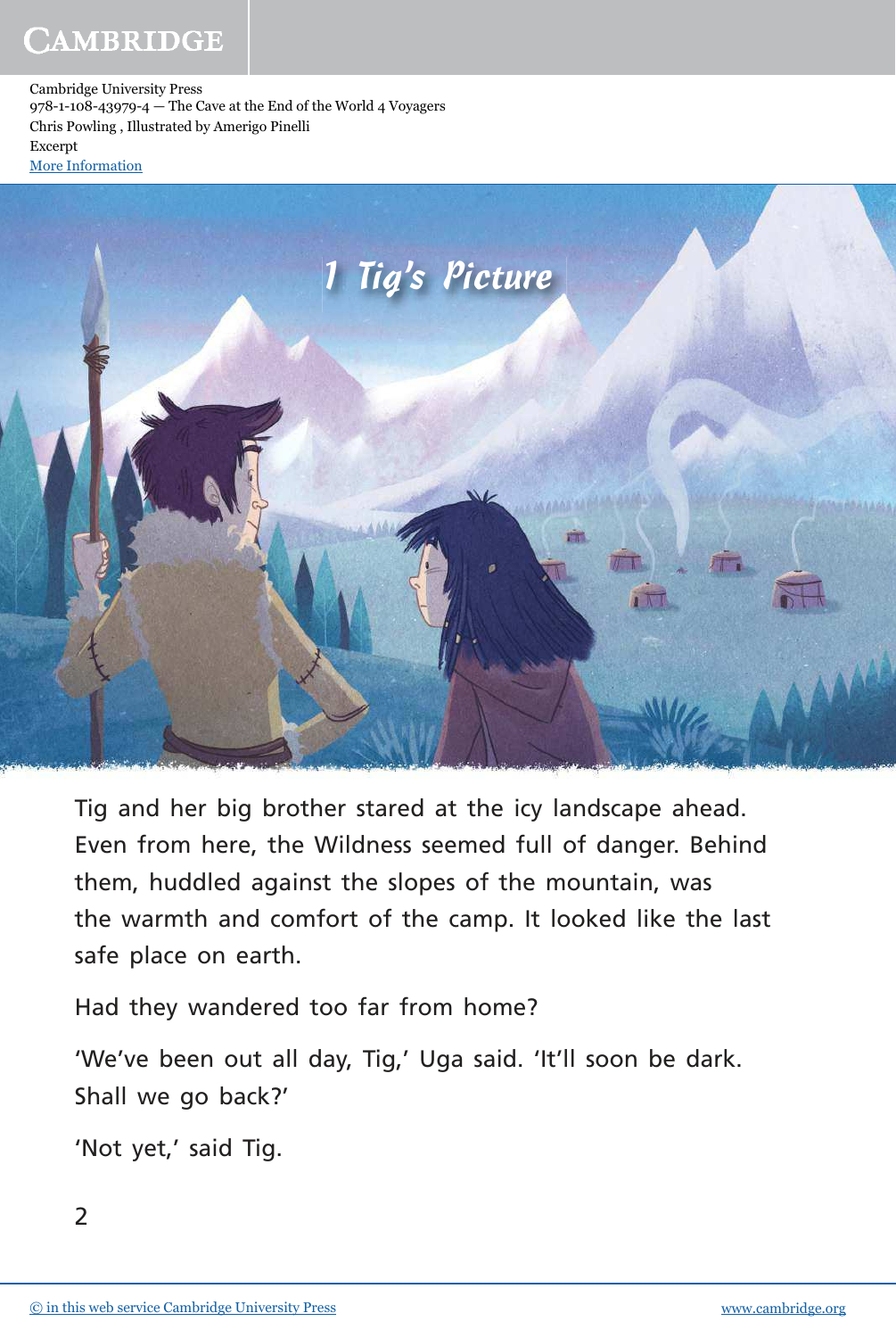Cambridge University Press
978-1-108-43979-4 — The Cave at the End of the World 4 Voyagers
Chris Powling , Illustrated by Amerigo Pinelli
Excerpt
More Information

# 1 Tig's Picture

Tig and her big brother stared at the icy landscape ahead. Even from here, the Wildness seemed full of danger. Behind them, huddled against the slopes of the mountain, was the warmth and comfort of the camp. It looked like the last safe place on earth.

Had they wandered too far from home?

'We've been out all day, Tig,' Uga said. 'It'll soon be dark. Shall we go back?'

'Not yet,' said Tig.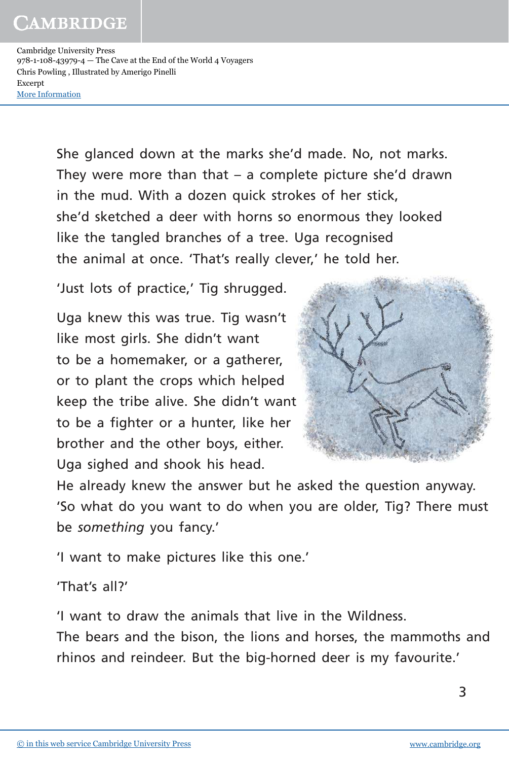She glanced down at the marks she'd made. No, not marks. They were more than that – a complete picture she'd drawn in the mud. With a dozen quick strokes of her stick, she'd sketched a deer with horns so enormous they looked like the tangled branches of a tree. Uga recognised the animal at once. 'That's really clever,' he told her.

'Just lots of practice,' Tig shrugged.

Uga knew this was true. Tig wasn't like most girls. She didn't want to be a homemaker, or a gatherer, or to plant the crops which helped keep the tribe alive. She didn't want to be a fighter or a hunter, like her brother and the other boys, either. Uga sighed and shook his head. He already knew the answer but he asked the question anyway. 'So what do you want to do when you are older, Tig? There must be *something* you fancy.'

'I want to make pictures like this one.'

'That's all?'

'I want to draw the animals that live in the Wildness. The bears and the bison, the lions and horses, the mammoths and rhinos and reindeer. But the big-horned deer is my favourite.'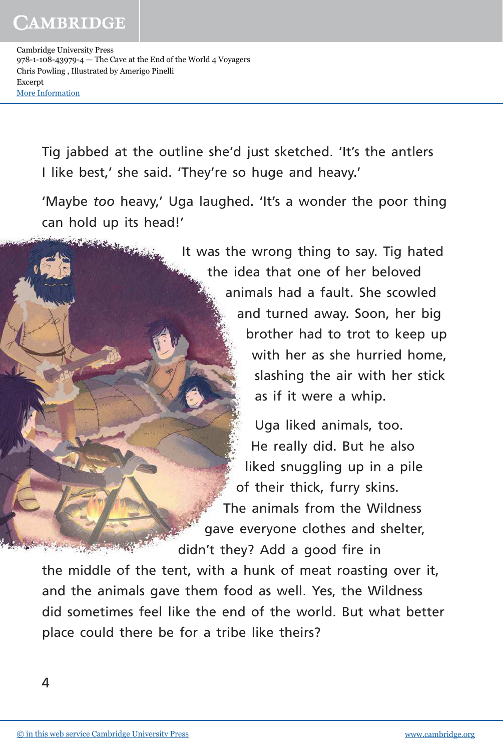Tig jabbed at the outline she'd just sketched. 'It's the antlers I like best,' she said. 'They're so huge and heavy.'

'Maybe *too* heavy,' Uga laughed. 'It's a wonder the poor thing can hold up its head!'

It was the wrong thing to say. Tig hated the idea that one of her beloved animals had a fault. She scowled and turned away. Soon, her big brother had to trot to keep up with her as she hurried home, slashing the air with her stick as if it were a whip.

Uga liked animals, too. He really did. But he also liked snuggling up in a pile of their thick, furry skins. The animals from the Wildness gave everyone clothes and shelter, didn't they? Add a good fire in the middle of the tent, with a hunk of meat roasting over it, and the animals gave them food as well. Yes, the Wildness did sometimes feel like the end of the world. But what better place could there be for a tribe like theirs?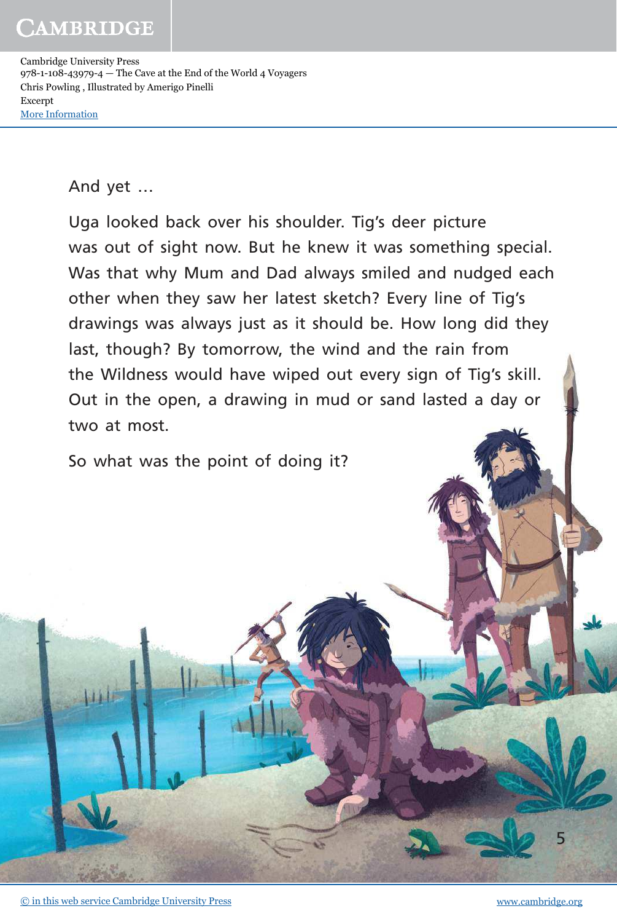And yet …

Uga looked back over his shoulder. Tig's deer picture was out of sight now. But he knew it was something special. Was that why Mum and Dad always smiled and nudged each other when they saw her latest sketch? Every line of Tig's drawings was always just as it should be. How long did they last, though? By tomorrow, the wind and the rain from the Wildness would have wiped out every sign of Tig's skill. Out in the open, a drawing in mud or sand lasted a day or two at most.

So what was the point of doing it?